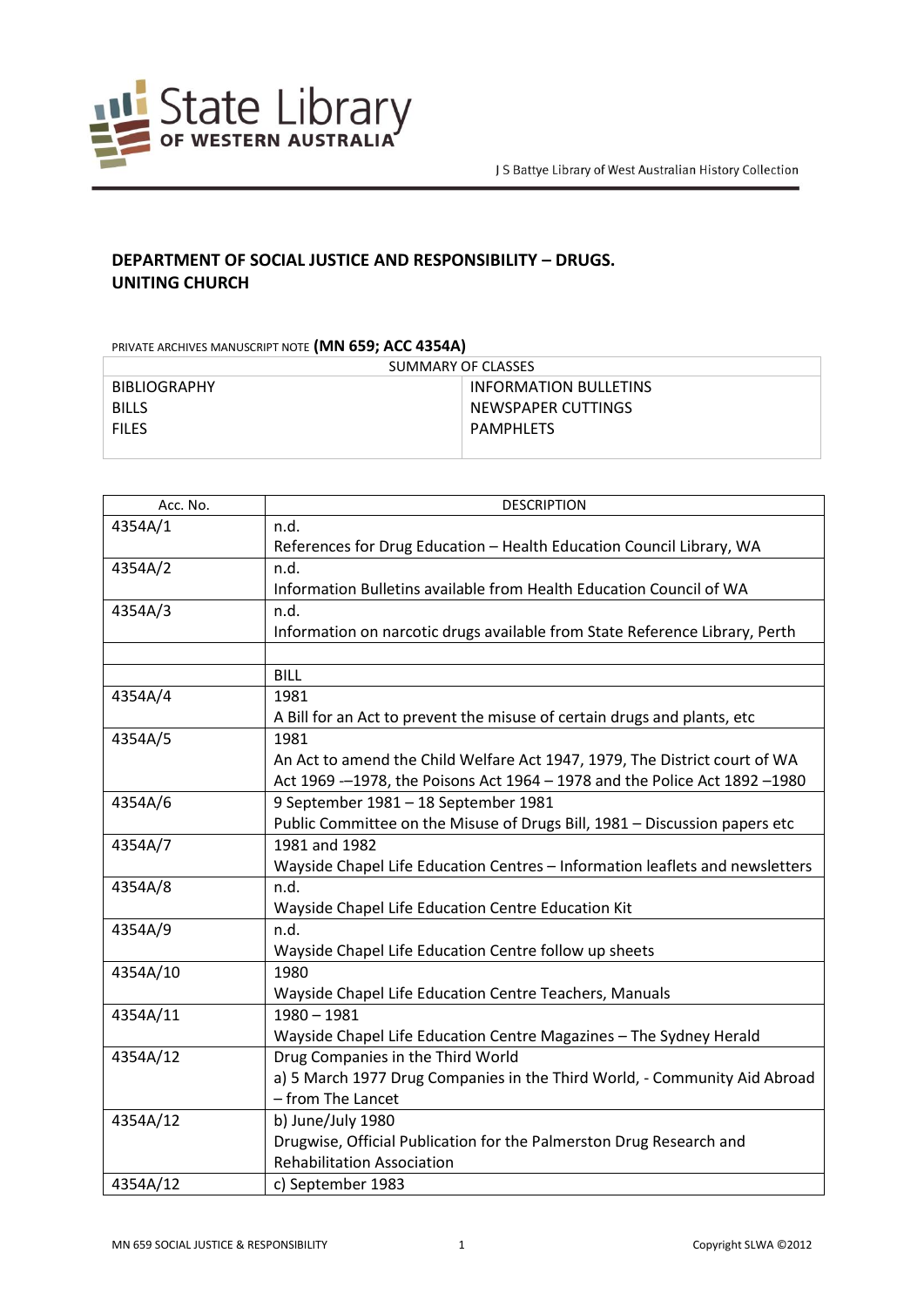J S Battye Library of West Australian History Collection

## DEPARTMENT OF SOCIAL JUSTICE AND RESPONSIBILITY – DRUGS.
## UNITING CHURCH

PRIVATE ARCHIVES MANUSCRIPT NOTE **(MN 659; ACC 4354A)**

| SUMMARY OF CLASSES | |
|---|---|
| BIBLIOGRAPHY | INFORMATION BULLETINS |
| BILLS | NEWSPAPER CUTTINGS |
| FILES | PAMPHLETS |

| Acc. No. | DESCRIPTION |
|---|---|
| 4354A/1 | n.d.<br>References for Drug Education – Health Education Council Library, WA |
| 4354A/2 | n.d.<br>Information Bulletins available from Health Education Council of WA |
| 4354A/3 | n.d.<br>Information on narcotic drugs available from State Reference Library, Perth |
| | |
| | BILL |
| 4354A/4 | 1981<br>A Bill for an Act to prevent the misuse of certain drugs and plants, etc |
| 4354A/5 | 1981<br>An Act to amend the Child Welfare Act 1947, 1979, The District court of WA Act 1969 -–1978, the Poisons Act 1964 – 1978 and the Police Act 1892 –1980 |
| 4354A/6 | 9 September 1981 – 18 September 1981<br>Public Committee on the Misuse of Drugs Bill, 1981 – Discussion papers etc |
| 4354A/7 | 1981 and 1982<br>Wayside Chapel Life Education Centres – Information leaflets and newsletters |
| 4354A/8 | n.d.<br>Wayside Chapel Life Education Centre Education Kit |
| 4354A/9 | n.d.<br>Wayside Chapel Life Education Centre follow up sheets |
| 4354A/10 | 1980<br>Wayside Chapel Life Education Centre Teachers, Manuals |
| 4354A/11 | 1980 – 1981<br>Wayside Chapel Life Education Centre Magazines – The Sydney Herald |
| 4354A/12 | Drug Companies in the Third World<br>a) 5 March 1977 Drug Companies in the Third World, - Community Aid Abroad – from The Lancet |
| 4354A/12 | b) June/July 1980<br>Drugwise, Official Publication for the Palmerston Drug Research and Rehabilitation Association |
| 4354A/12 | c) September 1983 |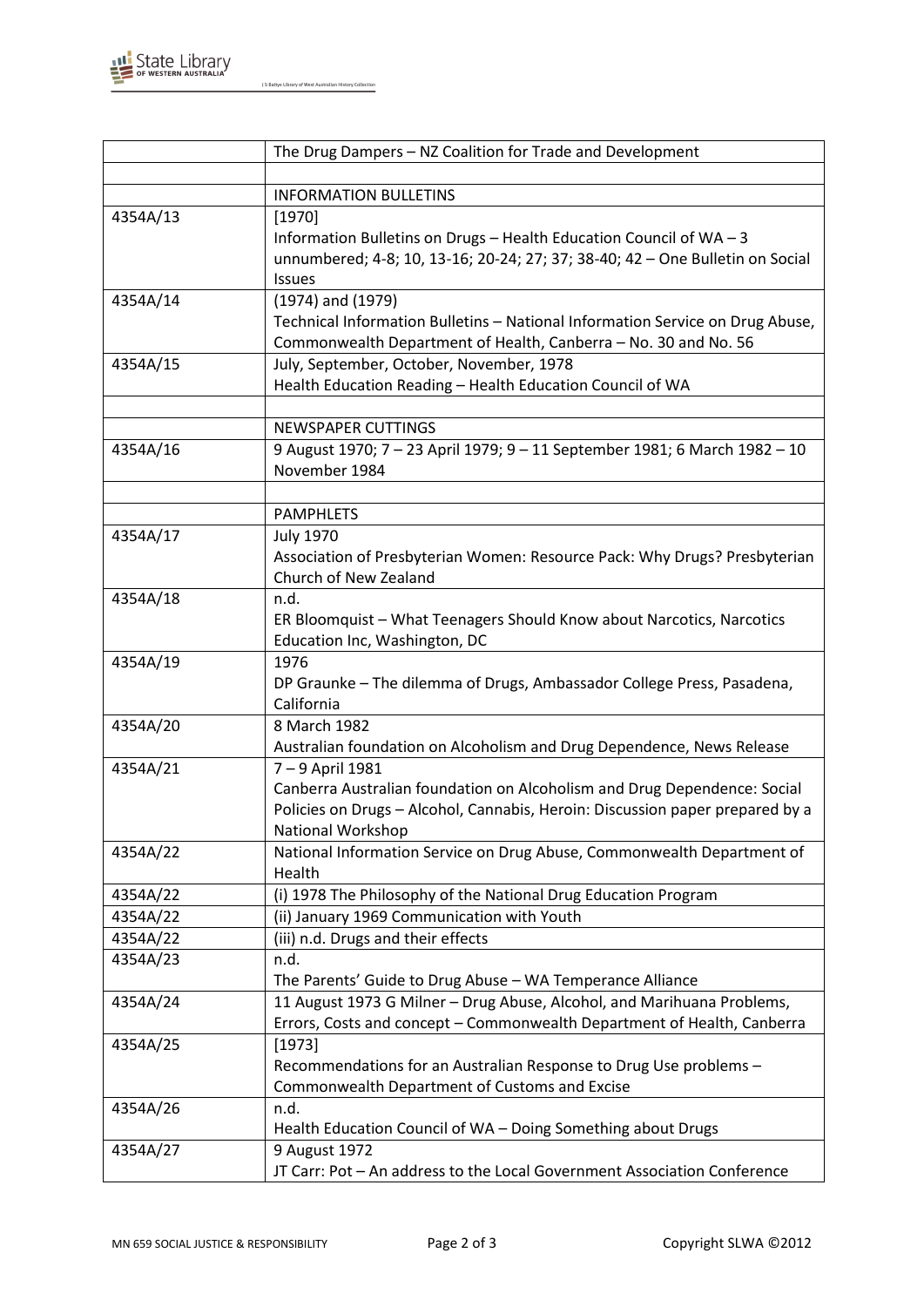|  |  |
|---|---|
|  | The Drug Dampers – NZ Coalition for Trade and Development |
|  |  |
|  | INFORMATION BULLETINS |
| 4354A/13 | [1970]<br>Information Bulletins on Drugs – Health Education Council of WA – 3 unnumbered; 4-8; 10, 13-16; 20-24; 27; 37; 38-40; 42 – One Bulletin on Social Issues |
| 4354A/14 | (1974) and (1979)<br>Technical Information Bulletins – National Information Service on Drug Abuse, Commonwealth Department of Health, Canberra – No. 30 and No. 56 |
| 4354A/15 | July, September, October, November, 1978<br>Health Education Reading – Health Education Council of WA |
|  |  |
|  | NEWSPAPER CUTTINGS |
| 4354A/16 | 9 August 1970; 7 – 23 April 1979; 9 – 11 September 1981; 6 March 1982 – 10 November 1984 |
|  |  |
|  | PAMPHLETS |
| 4354A/17 | July 1970<br>Association of Presbyterian Women: Resource Pack: Why Drugs? Presbyterian Church of New Zealand |
| 4354A/18 | n.d.<br>ER Bloomquist – What Teenagers Should Know about Narcotics, Narcotics Education Inc, Washington, DC |
| 4354A/19 | 1976<br>DP Graunke – The dilemma of Drugs, Ambassador College Press, Pasadena, California |
| 4354A/20 | 8 March 1982<br>Australian foundation on Alcoholism and Drug Dependence, News Release |
| 4354A/21 | 7 – 9 April 1981<br>Canberra Australian foundation on Alcoholism and Drug Dependence: Social Policies on Drugs – Alcohol, Cannabis, Heroin: Discussion paper prepared by a National Workshop |
| 4354A/22 | National Information Service on Drug Abuse, Commonwealth Department of Health |
| 4354A/22 | (i) 1978 The Philosophy of the National Drug Education Program |
| 4354A/22 | (ii) January 1969 Communication with Youth |
| 4354A/22 | (iii) n.d. Drugs and their effects |
| 4354A/23 | n.d.<br>The Parents' Guide to Drug Abuse – WA Temperance Alliance |
| 4354A/24 | 11 August 1973 G Milner – Drug Abuse, Alcohol, and Marihuana Problems, Errors, Costs and concept – Commonwealth Department of Health, Canberra |
| 4354A/25 | [1973]<br>Recommendations for an Australian Response to Drug Use problems – Commonwealth Department of Customs and Excise |
| 4354A/26 | n.d.<br>Health Education Council of WA – Doing Something about Drugs |
| 4354A/27 | 9 August 1972<br>JT Carr: Pot – An address to the Local Government Association Conference |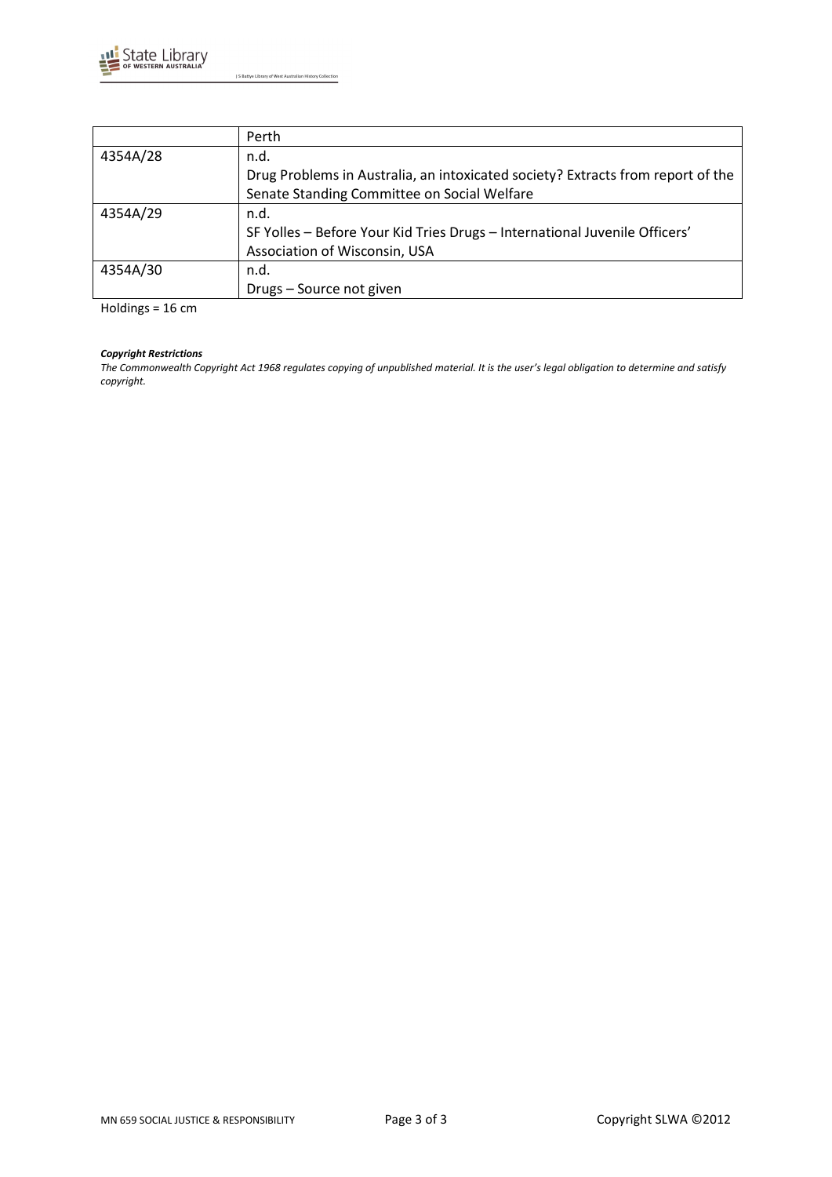| | |
|---|---|
| | Perth |
| 4354A/28 | n.d.<br>Drug Problems in Australia, an intoxicated society? Extracts from report of the Senate Standing Committee on Social Welfare |
| 4354A/29 | n.d.<br>SF Yolles – Before Your Kid Tries Drugs – International Juvenile Officers' Association of Wisconsin, USA |
| 4354A/30 | n.d.<br>Drugs – Source not given |

Holdings = 16 cm

***Copyright Restrictions***

*The Commonwealth Copyright Act 1968 regulates copying of unpublished material. It is the user's legal obligation to determine and satisfy copyright.*